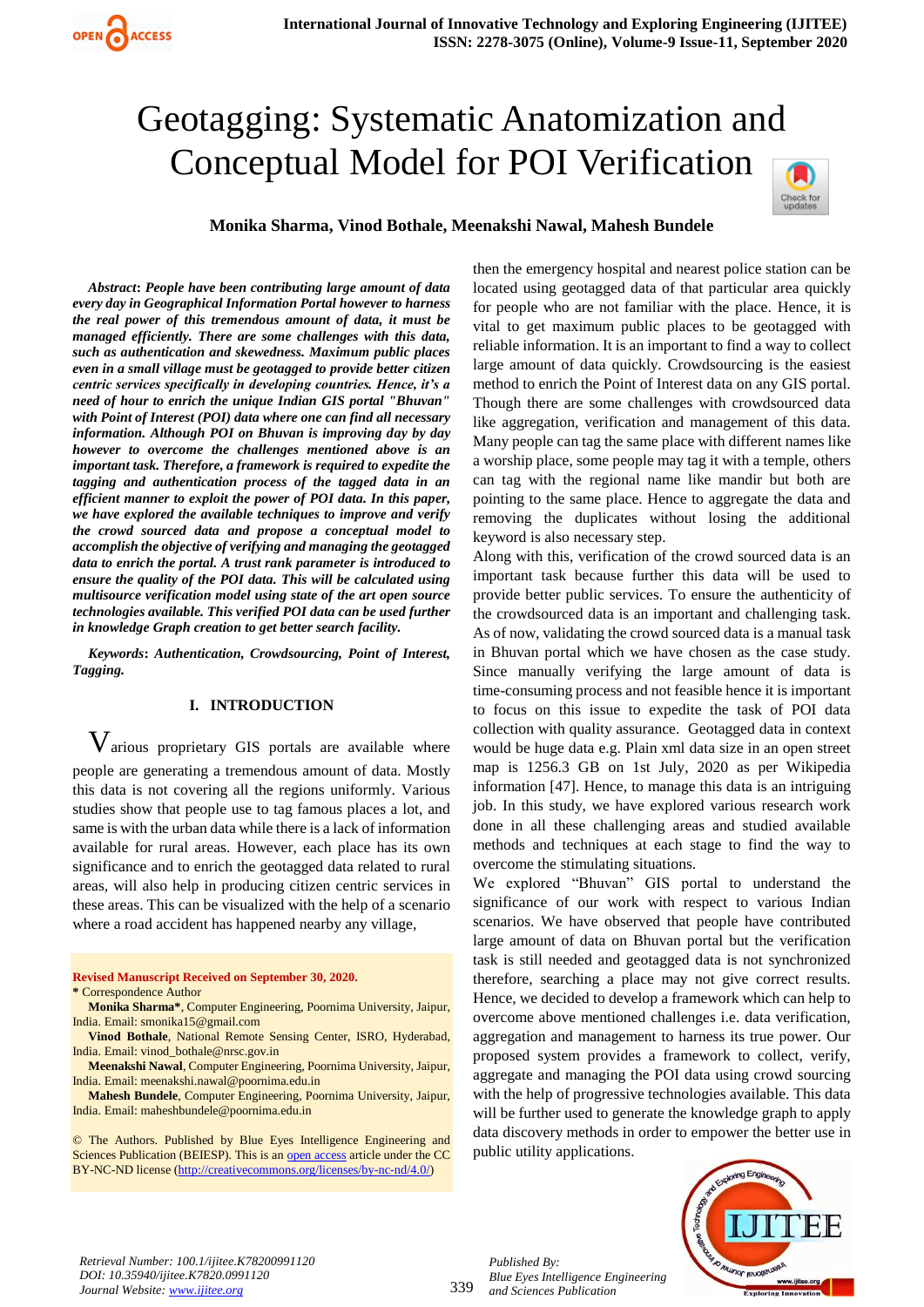# Geotagging: Systematic Anatomization and Conceptual Model for POI Verification

**Monika Sharma, Vinod Bothale, Meenakshi Nawal, Mahesh Bundele**

***Abstract*: *People have been contributing large amount of data every day in Geographical Information Portal however to harness the real power of this tremendous amount of data, it must be managed efficiently. There are some challenges with this data, such as authentication and skewedness. Maximum public places even in a small village must be geotagged to provide better citizen centric services specifically in developing countries. Hence, it's a need of hour to enrich the unique Indian GIS portal "Bhuvan" with Point of Interest (POI) data where one can find all necessary information. Although POI on Bhuvan is improving day by day however to overcome the challenges mentioned above is an important task. Therefore, a framework is required to expedite the tagging and authentication process of the tagged data in an efficient manner to exploit the power of POI data. In this paper, we have explored the available techniques to improve and verify the crowd sourced data and propose a conceptual model to accomplish the objective of verifying and managing the geotagged data to enrich the portal. A trust rank parameter is introduced to ensure the quality of the POI data. This will be calculated using multisource verification model using state of the art open source technologies available. This verified POI data can be used further in knowledge Graph creation to get better search facility.***

***Keywords*: *Authentication, Crowdsourcing, Point of Interest, Tagging.***

## I. INTRODUCTION

Various proprietary GIS portals are available where people are generating a tremendous amount of data. Mostly this data is not covering all the regions uniformly. Various studies show that people use to tag famous places a lot, and same is with the urban data while there is a lack of information available for rural areas. However, each place has its own significance and to enrich the geotagged data related to rural areas, will also help in producing citizen centric services in these areas. This can be visualized with the help of a scenario where a road accident has happened nearby any village, then the emergency hospital and nearest police station can be located using geotagged data of that particular area quickly for people who are not familiar with the place. Hence, it is vital to get maximum public places to be geotagged with reliable information. It is an important to find a way to collect large amount of data quickly. Crowdsourcing is the easiest method to enrich the Point of Interest data on any GIS portal. Though there are some challenges with crowdsourced data like aggregation, verification and management of this data. Many people can tag the same place with different names like a worship place, some people may tag it with a temple, others can tag with the regional name like mandir but both are pointing to the same place. Hence to aggregate the data and removing the duplicates without losing the additional keyword is also necessary step.

Along with this, verification of the crowd sourced data is an important task because further this data will be used to provide better public services. To ensure the authenticity of the crowdsourced data is an important and challenging task. As of now, validating the crowd sourced data is a manual task in Bhuvan portal which we have chosen as the case study. Since manually verifying the large amount of data is time-consuming process and not feasible hence it is important to focus on this issue to expedite the task of POI data collection with quality assurance. Geotagged data in context would be huge data e.g. Plain xml data size in an open street map is 1256.3 GB on 1st July, 2020 as per Wikipedia information [47]. Hence, to manage this data is an intriguing job. In this study, we have explored various research work done in all these challenging areas and studied available methods and techniques at each stage to find the way to overcome the stimulating situations.

We explored "Bhuvan" GIS portal to understand the significance of our work with respect to various Indian scenarios. We have observed that people have contributed large amount of data on Bhuvan portal but the verification task is still needed and geotagged data is not synchronized therefore, searching a place may not give correct results. Hence, we decided to develop a framework which can help to overcome above mentioned challenges i.e. data verification, aggregation and management to harness its true power. Our proposed system provides a framework to collect, verify, aggregate and managing the POI data using crowd sourcing with the help of progressive technologies available. This data will be further used to generate the knowledge graph to apply data discovery methods in order to empower the better use in public utility applications.

---

**Revised Manuscript Received on September 30, 2020.**
\* Correspondence Author

**Monika Sharma***, Computer Engineering, Poornima University, Jaipur, India. Email: smonika15@gmail.com

**Vinod Bothale**, National Remote Sensing Center, ISRO, Hyderabad, India. Email: vinod_bothale@nrsc.gov.in

**Meenakshi Nawal**, Computer Engineering, Poornima University, Jaipur, India. Email: meenakshi.nawal@poornima.edu.in

**Mahesh Bundele**, Computer Engineering, Poornima University, Jaipur, India. Email: maheshbundele@poornima.edu.in

© The Authors. Published by Blue Eyes Intelligence Engineering and Sciences Publication (BEIESP). This is an open access article under the CC BY-NC-ND license (http://creativecommons.org/licenses/by-nc-nd/4.0/)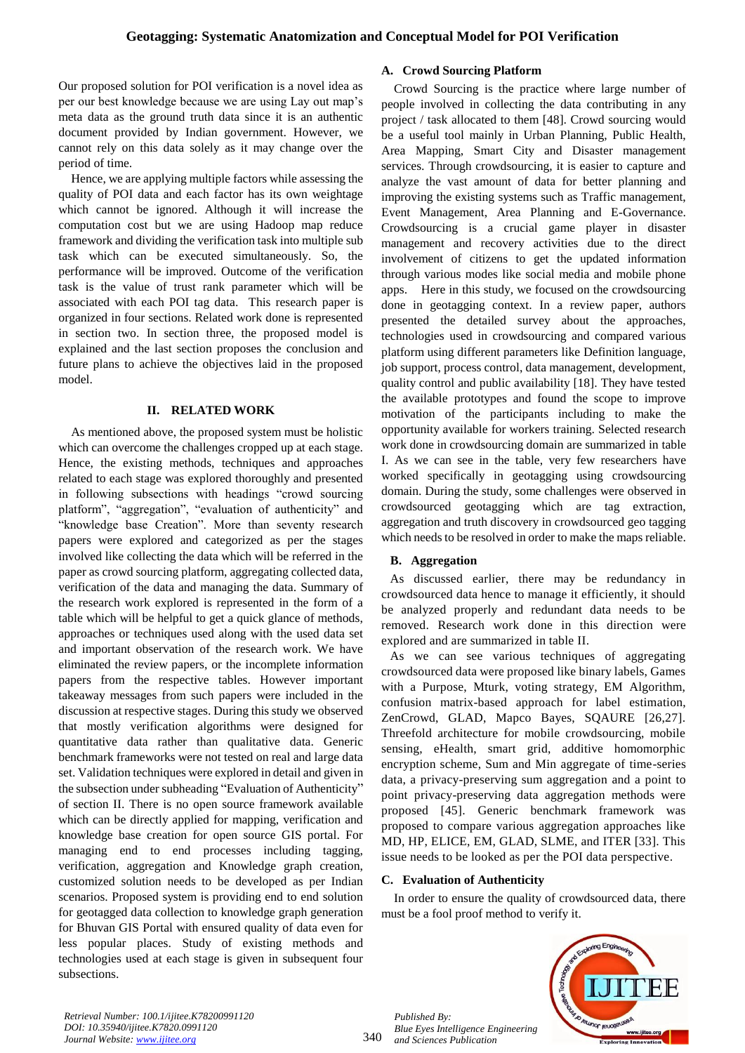Our proposed solution for POI verification is a novel idea as per our best knowledge because we are using Lay out map's meta data as the ground truth data since it is an authentic document provided by Indian government. However, we cannot rely on this data solely as it may change over the period of time.

Hence, we are applying multiple factors while assessing the quality of POI data and each factor has its own weightage which cannot be ignored. Although it will increase the computation cost but we are using Hadoop map reduce framework and dividing the verification task into multiple sub task which can be executed simultaneously. So, the performance will be improved. Outcome of the verification task is the value of trust rank parameter which will be associated with each POI tag data. This research paper is organized in four sections. Related work done is represented in section two. In section three, the proposed model is explained and the last section proposes the conclusion and future plans to achieve the objectives laid in the proposed model.

## II. RELATED WORK

As mentioned above, the proposed system must be holistic which can overcome the challenges cropped up at each stage. Hence, the existing methods, techniques and approaches related to each stage was explored thoroughly and presented in following subsections with headings "crowd sourcing platform", "aggregation", "evaluation of authenticity" and "knowledge base Creation". More than seventy research papers were explored and categorized as per the stages involved like collecting the data which will be referred in the paper as crowd sourcing platform, aggregating collected data, verification of the data and managing the data. Summary of the research work explored is represented in the form of a table which will be helpful to get a quick glance of methods, approaches or techniques used along with the used data set and important observation of the research work. We have eliminated the review papers, or the incomplete information papers from the respective tables. However important takeaway messages from such papers were included in the discussion at respective stages. During this study we observed that mostly verification algorithms were designed for quantitative data rather than qualitative data. Generic benchmark frameworks were not tested on real and large data set. Validation techniques were explored in detail and given in the subsection under subheading "Evaluation of Authenticity" of section II. There is no open source framework available which can be directly applied for mapping, verification and knowledge base creation for open source GIS portal. For managing end to end processes including tagging, verification, aggregation and Knowledge graph creation, customized solution needs to be developed as per Indian scenarios. Proposed system is providing end to end solution for geotagged data collection to knowledge graph generation for Bhuvan GIS Portal with ensured quality of data even for less popular places. Study of existing methods and technologies used at each stage is given in subsequent four subsections.

### A. Crowd Sourcing Platform

Crowd Sourcing is the practice where large number of people involved in collecting the data contributing in any project / task allocated to them [48]. Crowd sourcing would be a useful tool mainly in Urban Planning, Public Health, Area Mapping, Smart City and Disaster management services. Through crowdsourcing, it is easier to capture and analyze the vast amount of data for better planning and improving the existing systems such as Traffic management, Event Management, Area Planning and E-Governance. Crowdsourcing is a crucial game player in disaster management and recovery activities due to the direct involvement of citizens to get the updated information through various modes like social media and mobile phone apps. Here in this study, we focused on the crowdsourcing done in geotagging context. In a review paper, authors presented the detailed survey about the approaches, technologies used in crowdsourcing and compared various platform using different parameters like Definition language, job support, process control, data management, development, quality control and public availability [18]. They have tested the available prototypes and found the scope to improve motivation of the participants including to make the opportunity available for workers training. Selected research work done in crowdsourcing domain are summarized in table I. As we can see in the table, very few researchers have worked specifically in geotagging using crowdsourcing domain. During the study, some challenges were observed in crowdsourced geotagging which are tag extraction, aggregation and truth discovery in crowdsourced geo tagging which needs to be resolved in order to make the maps reliable.

### B. Aggregation

As discussed earlier, there may be redundancy in crowdsourced data hence to manage it efficiently, it should be analyzed properly and redundant data needs to be removed. Research work done in this direction were explored and are summarized in table II.

As we can see various techniques of aggregating crowdsourced data were proposed like binary labels, Games with a Purpose, Mturk, voting strategy, EM Algorithm, confusion matrix-based approach for label estimation, ZenCrowd, GLAD, Mapco Bayes, SQAURE [26,27]. Threefold architecture for mobile crowdsourcing, mobile sensing, eHealth, smart grid, additive homomorphic encryption scheme, Sum and Min aggregate of time-series data, a privacy-preserving sum aggregation and a point to point privacy-preserving data aggregation methods were proposed [45]. Generic benchmark framework was proposed to compare various aggregation approaches like MD, HP, ELICE, EM, GLAD, SLME, and ITER [33]. This issue needs to be looked as per the POI data perspective.

### C. Evaluation of Authenticity

In order to ensure the quality of crowdsourced data, there must be a fool proof method to verify it.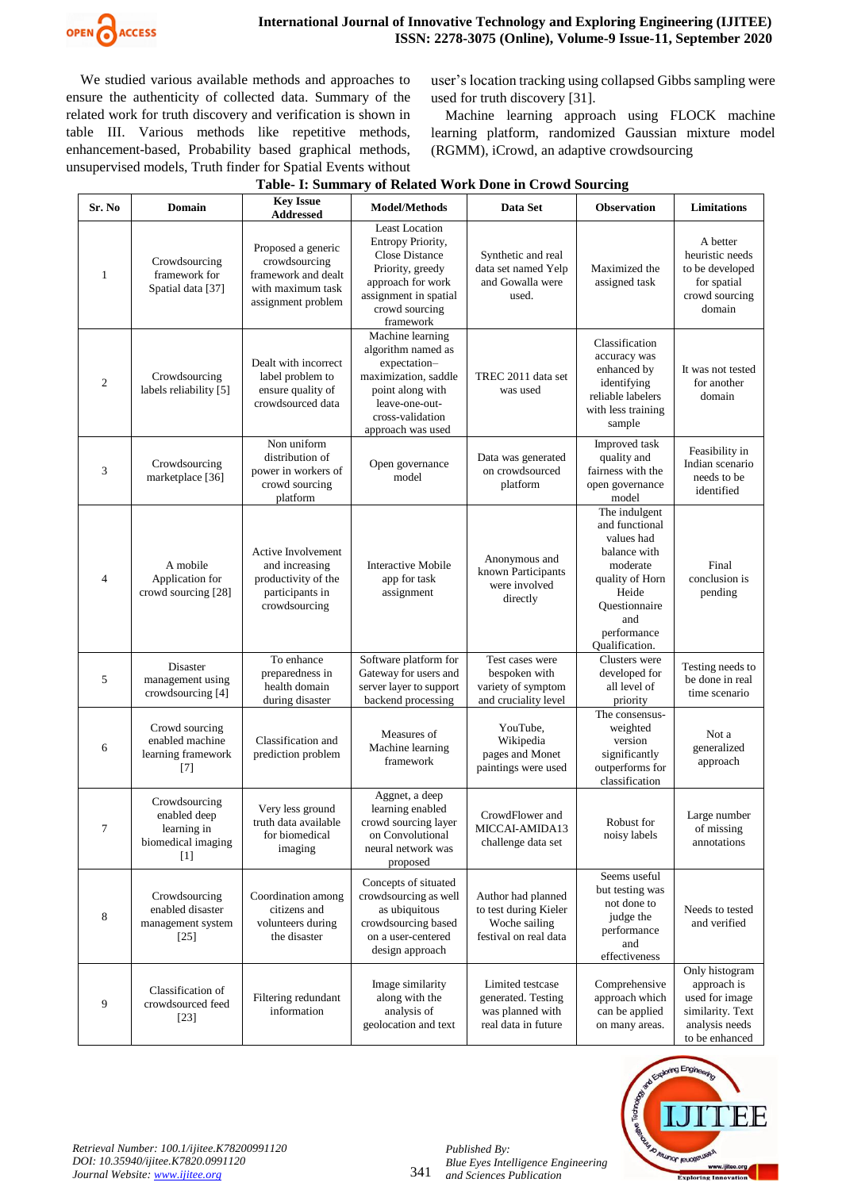We studied various available methods and approaches to ensure the authenticity of collected data. Summary of the related work for truth discovery and verification is shown in table III. Various methods like repetitive methods, enhancement-based, Probability based graphical methods, unsupervised models, Truth finder for Spatial Events without user's location tracking using collapsed Gibbs sampling were used for truth discovery [31].

Machine learning approach using FLOCK machine learning platform, randomized Gaussian mixture model (RGMM), iCrowd, an adaptive crowdsourcing

**Table- I: Summary of Related Work Done in Crowd Sourcing**

| Sr. No | Domain | Key Issue Addressed | Model/Methods | Data Set | Observation | Limitations |
|---|---|---|---|---|---|---|
| 1 | Crowdsourcing framework for Spatial data [37] | Proposed a generic crowdsourcing framework and dealt with maximum task assignment problem | Least Location Entropy Priority, Close Distance Priority, greedy approach for work assignment in spatial crowd sourcing framework | Synthetic and real data set named Yelp and Gowalla were used. | Maximized the assigned task | A better heuristic needs to be developed for spatial crowd sourcing domain |
| 2 | Crowdsourcing labels reliability [5] | Dealt with incorrect label problem to ensure quality of crowdsourced data | Machine learning algorithm named as expectation–maximization, saddle point along with leave-one-out-cross-validation approach was used | TREC 2011 data set was used | Classification accuracy was enhanced by identifying reliable labelers with less training sample | It was not tested for another domain |
| 3 | Crowdsourcing marketplace [36] | Non uniform distribution of power in workers of crowd sourcing platform | Open governance model | Data was generated on crowdsourced platform | Improved task quality and fairness with the open governance model | Feasibility in Indian scenario needs to be identified |
| 4 | A mobile Application for crowd sourcing [28] | Active Involvement and increasing productivity of the participants in crowdsourcing | Interactive Mobile app for task assignment | Anonymous and known Participants were involved directly | The indulgent and functional values had balance with moderate quality of Horn Heide Questionnaire and performance Qualification. | Final conclusion is pending |
| 5 | Disaster management using crowdsourcing [4] | To enhance preparedness in health domain during disaster | Software platform for Gateway for users and server layer to support backend processing | Test cases were bespoken with variety of symptom and cruciality level | Clusters were developed for all level of priority | Testing needs to be done in real time scenario |
| 6 | Crowd sourcing enabled machine learning framework [7] | Classification and prediction problem | Measures of Machine learning framework | YouTube, Wikipedia pages and Monet paintings were used | The consensus-weighted version significantly outperforms for classification | Not a generalized approach |
| 7 | Crowdsourcing enabled deep learning in biomedical imaging [1] | Very less ground truth data available for biomedical imaging | Aggnet, a deep learning enabled crowd sourcing layer on Convolutional neural network was proposed | CrowdFlower and MICCAI-AMIDA13 challenge data set | Robust for noisy labels | Large number of missing annotations |
| 8 | Crowdsourcing enabled disaster management system [25] | Coordination among citizens and volunteers during the disaster | Concepts of situated crowdsourcing as well as ubiquitous crowdsourcing based on a user-centered design approach | Author had planned to test during Kieler Woche sailing festival on real data | Seems useful but testing was not done to judge the performance and effectiveness | Needs to tested and verified |
| 9 | Classification of crowdsourced feed [23] | Filtering redundant information | Image similarity along with the analysis of geolocation and text | Limited testcase generated. Testing was planned with real data in future | Comprehensive approach which can be applied on many areas. | Only histogram approach is used for image similarity. Text analysis needs to be enhanced |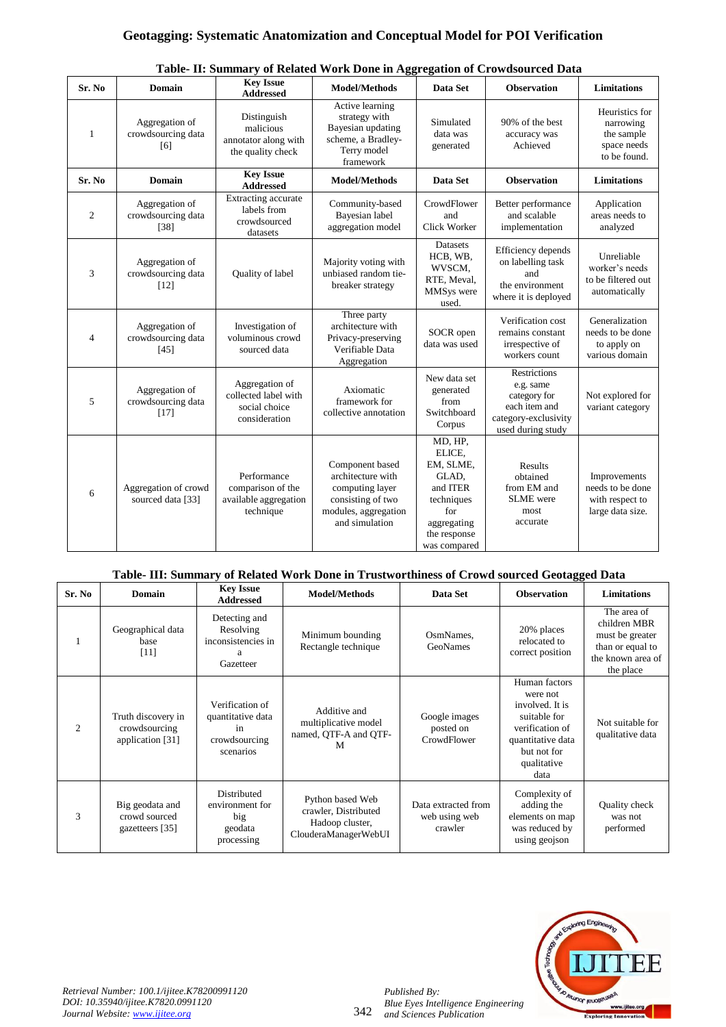**Table- II: Summary of Related Work Done in Aggregation of Crowdsourced Data**

| Sr. No | Domain | Key Issue Addressed | Model/Methods | Data Set | Observation | Limitations |
|---|---|---|---|---|---|---|
| 1 | Aggregation of crowdsourcing data [6] | Distinguish malicious annotator along with the quality check | Active learning strategy with Bayesian updating scheme, a Bradley-Terry model framework | Simulated data was generated | 90% of the best accuracy was Achieved | Heuristics for narrowing the sample space needs to be found. |
| 2 | Aggregation of crowdsourcing data [38] | Extracting accurate labels from crowdsourced datasets | Community-based Bayesian label aggregation model | CrowdFlower and Click Worker | Better performance and scalable implementation | Application areas needs to analyzed |
| 3 | Aggregation of crowdsourcing data [12] | Quality of label | Majority voting with unbiased random tie-breaker strategy | Datasets HCB, WB, WVSCM, RTE, Meval, MMSys were used. | Efficiency depends on labelling task and the environment where it is deployed | Unreliable worker's needs to be filtered out automatically |
| 4 | Aggregation of crowdsourcing data [45] | Investigation of voluminous crowd sourced data | Three party architecture with Privacy-preserving Verifiable Data Aggregation | SOCR open data was used | Verification cost remains constant irrespective of workers count | Generalization needs to be done to apply on various domain |
| 5 | Aggregation of crowdsourcing data [17] | Aggregation of collected label with social choice consideration | Axiomatic framework for collective annotation | New data set generated from Switchboard Corpus | Restrictions e.g. same category for each item and category-exclusivity used during study | Not explored for variant category |
| 6 | Aggregation of crowd sourced data [33] | Performance comparison of the available aggregation technique | Component based architecture with computing layer consisting of two modules, aggregation and simulation | MD, HP, ELICE, EM, SLME, GLAD, and ITER techniques for aggregating the response was compared | Results obtained from EM and SLME were most accurate | Improvements needs to be done with respect to large data size. |

**Table- III: Summary of Related Work Done in Trustworthiness of Crowd sourced Geotagged Data**

| Sr. No | Domain | Key Issue Addressed | Model/Methods | Data Set | Observation | Limitations |
|---|---|---|---|---|---|---|
| 1 | Geographical data base [11] | Detecting and Resolving inconsistencies in a Gazetteer | Minimum bounding Rectangle technique | OsmNames, GeoNames | 20% places relocated to correct position | The area of children MBR must be greater than or equal to the known area of the place |
| 2 | Truth discovery in crowdsourcing application [31] | Verification of quantitative data in crowdsourcing scenarios | Additive and multiplicative model named, QTF-A and QTF-M | Google images posted on CrowdFlower | Human factors were not involved. It is suitable for verification of quantitative data but not for qualitative data | Not suitable for qualitative data |
| 3 | Big geodata and crowd sourced gazetteers [35] | Distributed environment for big geodata processing | Python based Web crawler, Distributed Hadoop cluster, ClouderaManagerWebUI | Data extracted from web using web crawler | Complexity of adding the elements on map was reduced by using geojson | Quality check was not performed |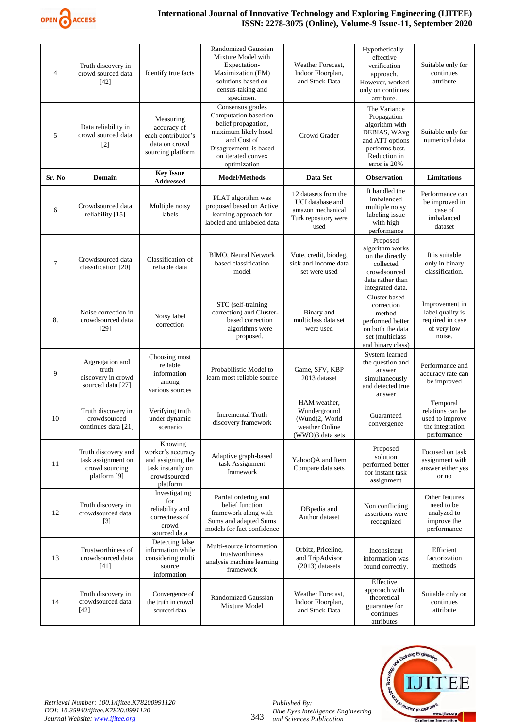| Sr. No | Domain | Key Issue Addressed | Model/Methods | Data Set | Observation | Limitations |
|---|---|---|---|---|---|---|
| 4 | Truth discovery in crowd sourced data [42] | Identify true facts | Randomized Gaussian Mixture Model with Expectation-Maximization (EM) solutions based on census-taking and specimen. | Weather Forecast, Indoor Floorplan, and Stock Data | Hypothetically effective verification approach. However, worked only on continues attribute. | Suitable only for continues attribute |
| 5 | Data reliability in crowd sourced data [2] | Measuring accuracy of each contributor's data on crowd sourcing platform | Consensus grades Computation based on belief propagation, maximum likely hood and Cost of Disagreement, is based on iterated convex optimization | Crowd Grader | The Variance Propagation algorithm with DEBIAS, WAvg and ATT options performs best. Reduction in error is 20% | Suitable only for numerical data |
| 6 | Crowdsourced data reliability [15] | Multiple noisy labels | PLAT algorithm was proposed based on Active learning approach for labeled and unlabeled data | 12 datasets from the UCI database and amazon mechanical Turk repository were used | It handled the imbalanced multiple noisy labeling issue with high performance | Performance can be improved in case of imbalanced dataset |
| 7 | Crowdsourced data classification [20] | Classification of reliable data | BIMO, Neural Network based classification model | Vote, credit, biodeg, sick and Income data set were used | Proposed algorithm works on the directly collected crowdsourced data rather than integrated data. | It is suitable only in binary classification. |
| 8. | Noise correction in crowdsourced data [29] | Noisy label correction | STC (self-training correction) and Cluster-based correction algorithms were proposed. | Binary and multiclass data set were used | Cluster based correction method performed better on both the data set (multiclass and binary class) | Improvement in label quality is required in case of very low noise. |
| 9 | Aggregation and truth discovery in crowd sourced data [27] | Choosing most reliable information among various sources | Probabilistic Model to learn most reliable source | Game, SFV, KBP 2013 dataset | System learned the question and answer simultaneously and detected true answer | Performance and accuracy rate can be improved |
| 10 | Truth discovery in crowdsourced continues data [21] | Verifying truth under dynamic scenario | Incremental Truth discovery framework | HAM weather, Wunderground (Wund2), World weather Online (WWO)3 data sets | Guaranteed convergence | Temporal relations can be used to improve the integration performance |
| 11 | Truth discovery and task assignment on crowd sourcing platform [9] | Knowing worker's accuracy and assigning the task instantly on crowdsourced platform | Adaptive graph-based task Assignment framework | YahooQA and Item Compare data sets | Proposed solution performed better for instant task assignment | Focused on task assignment with answer either yes or no |
| 12 | Truth discovery in crowdsourced data [3] | Investigating for reliability and correctness of crowd sourced data | Partial ordering and belief function framework along with Sums and adapted Sums models for fact confidence | DBpedia and Author dataset | Non conflicting assertions were recognized | Other features need to be analyzed to improve the performance |
| 13 | Trustworthiness of crowdsourced data [41] | Detecting false information while considering multi source information | Multi-source information trustworthiness analysis machine learning framework | Orbitz, Priceline, and TripAdvisor (2013) datasets | Inconsistent information was found correctly. | Efficient factorization methods |
| 14 | Truth discovery in crowdsourced data [42] | Convergence of the truth in crowd sourced data | Randomized Gaussian Mixture Model | Weather Forecast, Indoor Floorplan, and Stock Data | Effective approach with theoretical guarantee for continues attributes | Suitable only on continues attribute |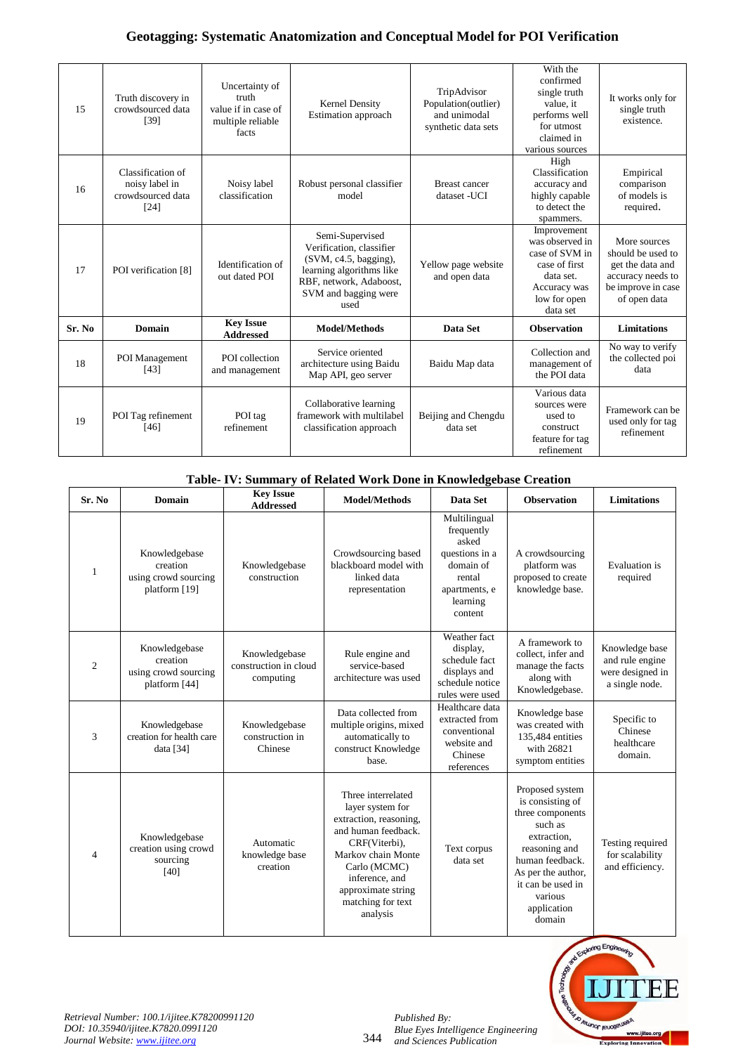| Sr. No | Domain | Key Issue Addressed | Model/Methods | Data Set | Observation | Limitations |
|---|---|---|---|---|---|---|
| 15 | Truth discovery in crowdsourced data [39] | Uncertainty of truth value if in case of multiple reliable facts | Kernel Density Estimation approach | TripAdvisor Population(outlier) and unimodal synthetic data sets | With the confirmed single truth value, it performs well for utmost claimed in various sources | It works only for single truth existence. |
| 16 | Classification of noisy label in crowdsourced data [24] | Noisy label classification | Robust personal classifier model | Breast cancer dataset -UCI | High Classification accuracy and highly capable to detect the spammers. | Empirical comparison of models is required. |
| 17 | POI verification [8] | Identification of out dated POI | Semi-Supervised Verification, classifier (SVM, c4.5, bagging), learning algorithms like RBF, network, Adaboost, SVM and bagging were used | Yellow page website and open data | Improvement was observed in case of SVM in case of first data set. Accuracy was low for open data set | More sources should be used to get the data and accuracy needs to be improve in case of open data |
| 18 | POI Management [43] | POI collection and management | Service oriented architecture using Baidu Map API, geo server | Baidu Map data | Collection and management of the POI data | No way to verify the collected poi data |
| 19 | POI Tag refinement [46] | POI tag refinement | Collaborative learning framework with multilabel classification approach | Beijing and Chengdu data set | Various data sources were used to construct feature for tag refinement | Framework can be used only for tag refinement |

**Table- IV: Summary of Related Work Done in Knowledgebase Creation**

| Sr. No | Domain | Key Issue Addressed | Model/Methods | Data Set | Observation | Limitations |
|---|---|---|---|---|---|---|
| 1 | Knowledgebase creation using crowd sourcing platform [19] | Knowledgebase construction | Crowdsourcing based blackboard model with linked data representation | Multilingual frequently asked questions in a domain of rental apartments, e learning content | A crowdsourcing platform was proposed to create knowledge base. | Evaluation is required |
| 2 | Knowledgebase creation using crowd sourcing platform [44] | Knowledgebase construction in cloud computing | Rule engine and service-based architecture was used | Weather fact display, schedule fact displays and schedule notice rules were used | A framework to collect, infer and manage the facts along with Knowledgebase. | Knowledge base and rule engine were designed in a single node. |
| 3 | Knowledgebase creation for health care data [34] | Knowledgebase construction in Chinese | Data collected from multiple origins, mixed automatically to construct Knowledge base. | Healthcare data extracted from conventional website and Chinese references | Knowledge base was created with 135,484 entities with 26821 symptom entities | Specific to Chinese healthcare domain. |
| 4 | Knowledgebase creation using crowd sourcing [40] | Automatic knowledge base creation | Three interrelated layer system for extraction, reasoning, and human feedback. CRF(Viterbi), Markov chain Monte Carlo (MCMC) inference, and approximate string matching for text analysis | Text corpus data set | Proposed system is consisting of three components such as extraction, reasoning and human feedback. As per the author, it can be used in various application domain | Testing required for scalability and efficiency. |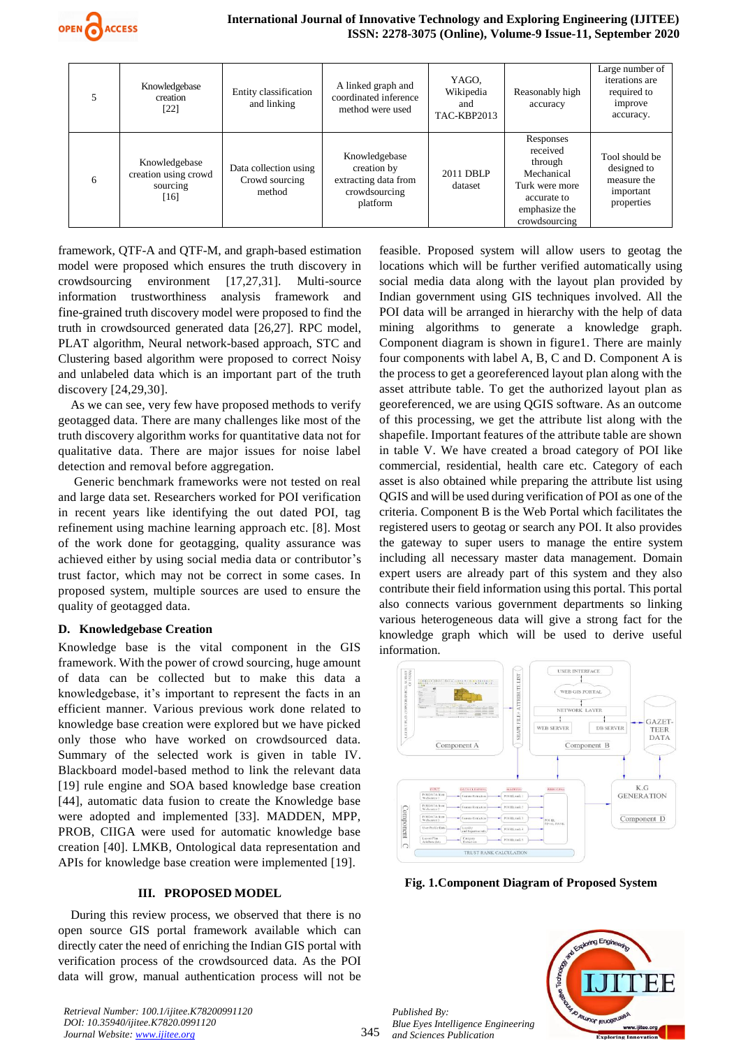| 5 | Knowledgebase creation [22] | Entity classification and linking | A linked graph and coordinated inference method were used | YAGO, Wikipedia and TAC-KBP2013 | Reasonably high accuracy | Large number of iterations are required to improve accuracy. |
|---|---|---|---|---|---|---|
| 6 | Knowledgebase creation using crowd sourcing [16] | Data collection using Crowd sourcing method | Knowledgebase creation by extracting data from crowdsourcing platform | 2011 DBLP dataset | Responses received through Mechanical Turk were more accurate to emphasize the crowdsourcing | Tool should be designed to measure the important properties |

framework, QTF-A and QTF-M, and graph-based estimation model were proposed which ensures the truth discovery in crowdsourcing environment [17,27,31]. Multi-source information trustworthiness analysis framework and fine-grained truth discovery model were proposed to find the truth in crowdsourced generated data [26,27]. RPC model, PLAT algorithm, Neural network-based approach, STC and Clustering based algorithm were proposed to correct Noisy and unlabeled data which is an important part of the truth discovery [24,29,30].

As we can see, very few have proposed methods to verify geotagged data. There are many challenges like most of the truth discovery algorithm works for quantitative data not for qualitative data. There are major issues for noise label detection and removal before aggregation.

Generic benchmark frameworks were not tested on real and large data set. Researchers worked for POI verification in recent years like identifying the out dated POI, tag refinement using machine learning approach etc. [8]. Most of the work done for geotagging, quality assurance was achieved either by using social media data or contributor's trust factor, which may not be correct in some cases. In proposed system, multiple sources are used to ensure the quality of geotagged data.

### D. Knowledgebase Creation

Knowledge base is the vital component in the GIS framework. With the power of crowd sourcing, huge amount of data can be collected but to make this data a knowledgebase, it's important to represent the facts in an efficient manner. Various previous work done related to knowledge base creation were explored but we have picked only those who have worked on crowdsourced data. Summary of the selected work is given in table IV. Blackboard model-based method to link the relevant data [19] rule engine and SOA based knowledge base creation [44], automatic data fusion to create the Knowledge base were adopted and implemented [33]. MADDEN, MPP, PROB, CIIGA were used for automatic knowledge base creation [40]. LMKB, Ontological data representation and APIs for knowledge base creation were implemented [19].

## III. PROPOSED MODEL

During this review process, we observed that there is no open source GIS portal framework available which can directly cater the need of enriching the Indian GIS portal with verification process of the crowdsourced data. As the POI data will grow, manual authentication process will not be feasible. Proposed system will allow users to geotag the locations which will be further verified automatically using social media data along with the layout plan provided by Indian government using GIS techniques involved. All the POI data will be arranged in hierarchy with the help of data mining algorithms to generate a knowledge graph. Component diagram is shown in figure1. There are mainly four components with label A, B, C and D. Component A is the process to get a georeferenced layout plan along with the asset attribute table. To get the authorized layout plan as georeferenced, we are using QGIS software. As an outcome of this processing, we get the attribute list along with the shapefile. Important features of the attribute table are shown in table V. We have created a broad category of POI like commercial, residential, health care etc. Category of each asset is also obtained while preparing the attribute list using QGIS and will be used during verification of POI as one of the criteria. Component B is the Web Portal which facilitates the registered users to geotag or search any POI. It also provides the gateway to super users to manage the entire system including all necessary master data management. Domain expert users are already part of this system and they also contribute their field information using this portal. This portal also connects various government departments so linking various heterogeneous data will give a strong fact for the knowledge graph which will be used to derive useful information.

**Fig. 1.Component Diagram of Proposed System**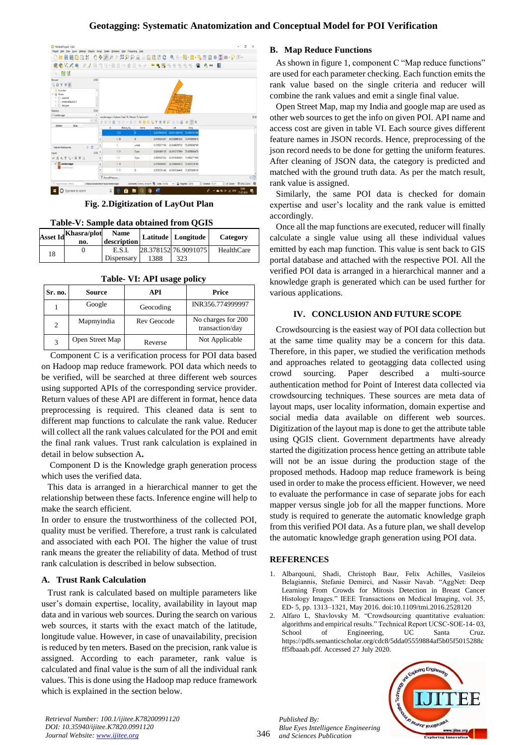Fig. 2.Digitization of LayOut Plan

**Table-V: Sample data obtained from QGIS**

| Asset Id | Khasra/plot no. | Name description | Latitude | Longitude | Category |
|---|---|---|---|---|---|
| 18 | 0 | E.S.I. Dispensary | 28.378152 1388 | 76.9091075 323 | HealthCare |

**Table- VI: API usage policy**

| Sr. no. | Source | API | Price |
|---|---|---|---|
| 1 | Google | Geocoding | INR356.774999997 |
| 2 | Mapmyindia | Rev Geocode | No charges for 200 transaction/day |
| 3 | Open Street Map | Reverse | Not Applicable |

Component C is a verification process for POI data based on Hadoop map reduce framework. POI data which needs to be verified, will be searched at three different web sources using supported APIs of the corresponding service provider. Return values of these API are different in format, hence data preprocessing is required. This cleaned data is sent to different map functions to calculate the rank value. Reducer will collect all the rank values calculated for the POI and emit the final rank values. Trust rank calculation is explained in detail in below subsection A.

Component D is the Knowledge graph generation process which uses the verified data.

This data is arranged in a hierarchical manner to get the relationship between these facts. Inference engine will help to make the search efficient.

In order to ensure the trustworthiness of the collected POI, quality must be verified. Therefore, a trust rank is calculated and associated with each POI. The higher the value of trust rank means the greater the reliability of data. Method of trust rank calculation is described in below subsection.

### A. Trust Rank Calculation

Trust rank is calculated based on multiple parameters like user's domain expertise, locality, availability in layout map data and in various web sources. During the search on various web sources, it starts with the exact match of the latitude, longitude value. However, in case of unavailability, precision is reduced by ten meters. Based on the precision, rank value is assigned. According to each parameter, rank value is calculated and final value is the sum of all the individual rank values. This is done using the Hadoop map reduce framework which is explained in the section below.

### B. Map Reduce Functions

As shown in figure 1, component C "Map reduce functions" are used for each parameter checking. Each function emits the rank value based on the single criteria and reducer will combine the rank values and emit a single final value.

Open Street Map, map my India and google map are used as other web sources to get the info on given POI. API name and access cost are given in table VI. Each source gives different feature names in JSON records. Hence, preprocessing of the json record needs to be done for getting the uniform features. After cleaning of JSON data, the category is predicted and matched with the ground truth data. As per the match result, rank value is assigned.

Similarly, the same POI data is checked for domain expertise and user's locality and the rank value is emitted accordingly.

Once all the map functions are executed, reducer will finally calculate a single value using all these individual values emitted by each map function. This value is sent back to GIS portal database and attached with the respective POI. All the verified POI data is arranged in a hierarchical manner and a knowledge graph is generated which can be used further for various applications.

## IV. CONCLUSION AND FUTURE SCOPE

Crowdsourcing is the easiest way of POI data collection but at the same time quality may be a concern for this data. Therefore, in this paper, we studied the verification methods and approaches related to geotagging data collected using crowd sourcing. Paper described a multi-source authentication method for Point of Interest data collected via crowdsourcing techniques. These sources are meta data of layout maps, user locality information, domain expertise and social media data available on different web sources. Digitization of the layout map is done to get the attribute table using QGIS client. Government departments have already started the digitization process hence getting an attribute table will not be an issue during the production stage of the proposed methods. Hadoop map reduce framework is being used in order to make the process efficient. However, we need to evaluate the performance in case of separate jobs for each mapper versus single job for all the mapper functions. More study is required to generate the automatic knowledge graph from this verified POI data. As a future plan, we shall develop the automatic knowledge graph generation using POI data.

## REFERENCES

1. Albarqouni, Shadi, Christoph Baur, Felix Achilles, Vasileios Belagiannis, Stefanie Demirci, and Nassir Navab. "AggNet: Deep Learning From Crowds for Mitosis Detection in Breast Cancer Histology Images." IEEE Transactions on Medical Imaging, vol. 35, ED- 5, pp. 1313–1321, May 2016. doi:10.1109/tmi.2016.2528120
2. Alfaro L, Shavlovsky M. "Crowdsourcing quantitative evaluation: algorithms and empirical results." Technical Report UCSC-SOE-14- 03, School of Engineering, UC Santa Cruz. https://pdfs.semanticscholar.org/cdc8/5dda05559884af5b05f5015288cff5fbaaab.pdf. Accessed 27 July 2020.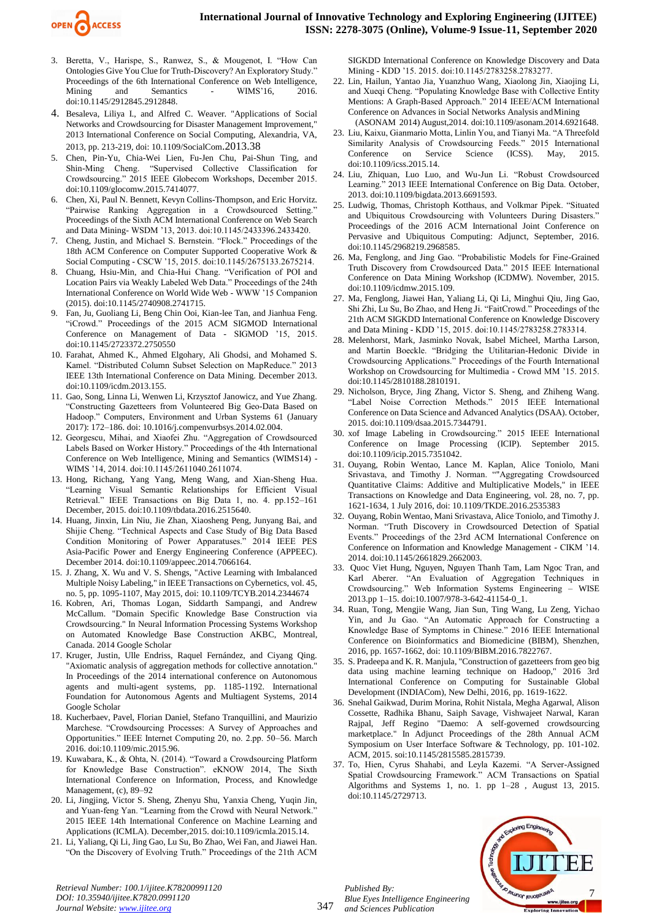3. Beretta, V., Harispe, S., Ranwez, S., & Mougenot, I. "How Can Ontologies Give You Clue for Truth-Discovery? An Exploratory Study." Proceedings of the 6th International Conference on Web Intelligence, Mining and Semantics - WIMS'16, 2016. doi:10.1145/2912845.2912848.
4. Besaleva, Liliya I., and Alfred C. Weaver. "Applications of Social Networks and Crowdsourcing for Disaster Management Improvement," 2013 International Conference on Social Computing, Alexandria, VA, 2013, pp. 213-219, doi: 10.1109/SocialCom.2013.38
5. Chen, Pin-Yu, Chia-Wei Lien, Fu-Jen Chu, Pai-Shun Ting, and Shin-Ming Cheng. "Supervised Collective Classification for Crowdsourcing." 2015 IEEE Globecom Workshops, December 2015. doi:10.1109/glocomw.2015.7414077.
6. Chen, Xi, Paul N. Bennett, Kevyn Collins-Thompson, and Eric Horvitz. "Pairwise Ranking Aggregation in a Crowdsourced Setting." Proceedings of the Sixth ACM International Conference on Web Search and Data Mining- WSDM '13, 2013. doi:10.1145/2433396.2433420.
7. Cheng, Justin, and Michael S. Bernstein. "Flock." Proceedings of the 18th ACM Conference on Computer Supported Cooperative Work & Social Computing - CSCW '15, 2015. doi:10.1145/2675133.2675214.
8. Chuang, Hsiu-Min, and Chia-Hui Chang. "Verification of POI and Location Pairs via Weakly Labeled Web Data." Proceedings of the 24th International Conference on World Wide Web - WWW '15 Companion (2015). doi:10.1145/2740908.2741715.
9. Fan, Ju, Guoliang Li, Beng Chin Ooi, Kian-lee Tan, and Jianhua Feng. "iCrowd." Proceedings of the 2015 ACM SIGMOD International Conference on Management of Data - SIGMOD '15, 2015. doi:10.1145/2723372.2750550
10. Farahat, Ahmed K., Ahmed Elgohary, Ali Ghodsi, and Mohamed S. Kamel. "Distributed Column Subset Selection on MapReduce." 2013 IEEE 13th International Conference on Data Mining. December 2013. doi:10.1109/icdm.2013.155.
11. Gao, Song, Linna Li, Wenwen Li, Krzysztof Janowicz, and Yue Zhang. "Constructing Gazetteers from Volunteered Big Geo-Data Based on Hadoop." Computers, Environment and Urban Systems 61 (January 2017): 172–186. doi: 10.1016/j.compenvurbsys.2014.02.004.
12. Georgescu, Mihai, and Xiaofei Zhu. "Aggregation of Crowdsourced Labels Based on Worker History." Proceedings of the 4th International Conference on Web Intelligence, Mining and Semantics (WIMS14) - WIMS '14, 2014. doi:10.1145/2611040.2611074.
13. Hong, Richang, Yang Yang, Meng Wang, and Xian-Sheng Hua. "Learning Visual Semantic Relationships for Efficient Visual Retrieval." IEEE Transactions on Big Data 1, no. 4. pp.152–161 December, 2015. doi:10.1109/tbdata.2016.2515640.
14. Huang, Jinxin, Lin Niu, Jie Zhan, Xiaosheng Peng, Junyang Bai, and Shijie Cheng. "Technical Aspects and Case Study of Big Data Based Condition Monitoring of Power Apparatuses." 2014 IEEE PES Asia-Pacific Power and Energy Engineering Conference (APPEEC). December 2014. doi:10.1109/appeec.2014.7066164.
15. J. Zhang, X. Wu and V. S. Shengs, "Active Learning with Imbalanced Multiple Noisy Labeling," in IEEE Transactions on Cybernetics, vol. 45, no. 5, pp. 1095-1107, May 2015, doi: 10.1109/TCYB.2014.2344674
16. Kobren, Ari, Thomas Logan, Siddarth Sampangi, and Andrew McCallum. "Domain Specific Knowledge Base Construction via Crowdsourcing." In Neural Information Processing Systems Workshop on Automated Knowledge Base Construction AKBC, Montreal, Canada. 2014 Google Scholar
17. Kruger, Justin, Ulle Endriss, Raquel Fernández, and Ciyang Qing. "Axiomatic analysis of aggregation methods for collective annotation." In Proceedings of the 2014 international conference on Autonomous agents and multi-agent systems, pp. 1185-1192. International Foundation for Autonomous Agents and Multiagent Systems, 2014 Google Scholar
18. Kucherbaev, Pavel, Florian Daniel, Stefano Tranquillini, and Maurizio Marchese. "Crowdsourcing Processes: A Survey of Approaches and Opportunities." IEEE Internet Computing 20, no. 2.pp. 50–56. March 2016. doi:10.1109/mic.2015.96.
19. Kuwabara, K., & Ohta, N. (2014). "Toward a Crowdsourcing Platform for Knowledge Base Construction". eKNOW 2014, The Sixth International Conference on Information, Process, and Knowledge Management, (c), 89–92
20. Li, Jingjing, Victor S. Sheng, Zhenyu Shu, Yanxia Cheng, Yuqin Jin, and Yuan-feng Yan. "Learning from the Crowd with Neural Network." 2015 IEEE 14th International Conference on Machine Learning and Applications (ICMLA). December,2015. doi:10.1109/icmla.2015.14.
21. Li, Yaliang, Qi Li, Jing Gao, Lu Su, Bo Zhao, Wei Fan, and Jiawei Han. "On the Discovery of Evolving Truth." Proceedings of the 21th ACM SIGKDD International Conference on Knowledge Discovery and Data Mining - KDD '15. 2015. doi:10.1145/2783258.2783277.
22. Lin, Hailun, Yantao Jia, Yuanzhuo Wang, Xiaolong Jin, Xiaojing Li, and Xueqi Cheng. "Populating Knowledge Base with Collective Entity Mentions: A Graph-Based Approach." 2014 IEEE/ACM International Conference on Advances in Social Networks Analysis and Mining (ASONAM 2014) August,2014. doi:10.1109/asonam.2014.6921648.
23. Liu, Kaixu, Gianmario Motta, Linlin You, and Tianyi Ma. "A Threefold Similarity Analysis of Crowdsourcing Feeds." 2015 International Conference on Service Science (ICSS). May, 2015. doi:10.1109/icss.2015.14.
24. Liu, Zhiquan, Luo Luo, and Wu-Jun Li. "Robust Crowdsourced Learning." 2013 IEEE International Conference on Big Data. October, 2013. doi:10.1109/bigdata.2013.6691593.
25. Ludwig, Thomas, Christoph Kotthaus, and Volkmar Pipek. "Situated and Ubiquitous Crowdsourcing with Volunteers During Disasters." Proceedings of the 2016 ACM International Joint Conference on Pervasive and Ubiquitous Computing: Adjunct, September, 2016. doi:10.1145/2968219.2968585.
26. Ma, Fenglong, and Jing Gao. "Probabilistic Models for Fine-Grained Truth Discovery from Crowdsourced Data." 2015 IEEE International Conference on Data Mining Workshop (ICDMW). November, 2015. doi:10.1109/icdmw.2015.109.
27. Ma, Fenglong, Jiawei Han, Yaliang Li, Qi Li, Minghui Qiu, Jing Gao, Shi Zhi, Lu Su, Bo Zhao, and Heng Ji. "FaitCrowd." Proceedings of the 21th ACM SIGKDD International Conference on Knowledge Discovery and Data Mining - KDD '15, 2015. doi:10.1145/2783258.2783314.
28. Melenhorst, Mark, Jasminko Novak, Isabel Micheel, Martha Larson, and Martin Boeckle. "Bridging the Utilitarian-Hedonic Divide in Crowdsourcing Applications." Proceedings of the Fourth International Workshop on Crowdsourcing for Multimedia - Crowd MM '15. 2015. doi:10.1145/2810188.2810191.
29. Nicholson, Bryce, Jing Zhang, Victor S. Sheng, and Zhiheng Wang. "Label Noise Correction Methods." 2015 IEEE International Conference on Data Science and Advanced Analytics (DSAA). October, 2015. doi:10.1109/dsaa.2015.7344791.
30. xof Image Labeling in Crowdsourcing." 2015 IEEE International Conference on Image Processing (ICIP). September 2015. doi:10.1109/icip.2015.7351042.
31. Ouyang, Robin Wentao, Lance M. Kaplan, Alice Toniolo, Mani Srivastava, and Timothy J. Norman. ""Aggregating Crowdsourced Quantitative Claims: Additive and Multiplicative Models," in IEEE Transactions on Knowledge and Data Engineering, vol. 28, no. 7, pp. 1621-1634, 1 July 2016, doi: 10.1109/TKDE.2016.2535383
32. Ouyang, Robin Wentao, Mani Srivastava, Alice Toniolo, and Timothy J. Norman. "Truth Discovery in Crowdsourced Detection of Spatial Events." Proceedings of the 23rd ACM International Conference on Conference on Information and Knowledge Management - CIKM '14. 2014. doi:10.1145/2661829.2662003.
33. Quoc Viet Hung, Nguyen, Nguyen Thanh Tam, Lam Ngoc Tran, and Karl Aberer. "An Evaluation of Aggregation Techniques in Crowdsourcing." Web Information Systems Engineering – WISE 2013.pp 1–15. doi:10.1007/978-3-642-41154-0_1.
34. Ruan, Tong, Mengjie Wang, Jian Sun, Ting Wang, Lu Zeng, Yichao Yin, and Ju Gao. "An Automatic Approach for Constructing a Knowledge Base of Symptoms in Chinese." 2016 IEEE International Conference on Bioinformatics and Biomedicine (BIBM), Shenzhen, 2016, pp. 1657-1662, doi: 10.1109/BIBM.2016.7822767.
35. S. Pradeepa and K. R. Manjula, "Construction of gazetteers from geo big data using machine learning technique on Hadoop," 2016 3rd International Conference on Computing for Sustainable Global Development (INDIACom), New Delhi, 2016, pp. 1619-1622.
36. Snehal Gaikwad, Durim Morina, Rohit Nistala, Megha Agarwal, Alison Cossette, Radhika Bhanu, Saiph Savage, Vishwajeet Narwal, Karan Rajpal, Jeff Regino "Daemo: A self-governed crowdsourcing marketplace." In Adjunct Proceedings of the 28th Annual ACM Symposium on User Interface Software & Technology, pp. 101-102. ACM, 2015. soi:10.1145/2815585.2815739.
37. To, Hien, Cyrus Shahabi, and Leyla Kazemi. "A Server-Assigned Spatial Crowdsourcing Framework." ACM Transactions on Spatial Algorithms and Systems 1, no. 1. pp 1–28 , August 13, 2015. doi:10.1145/2729713.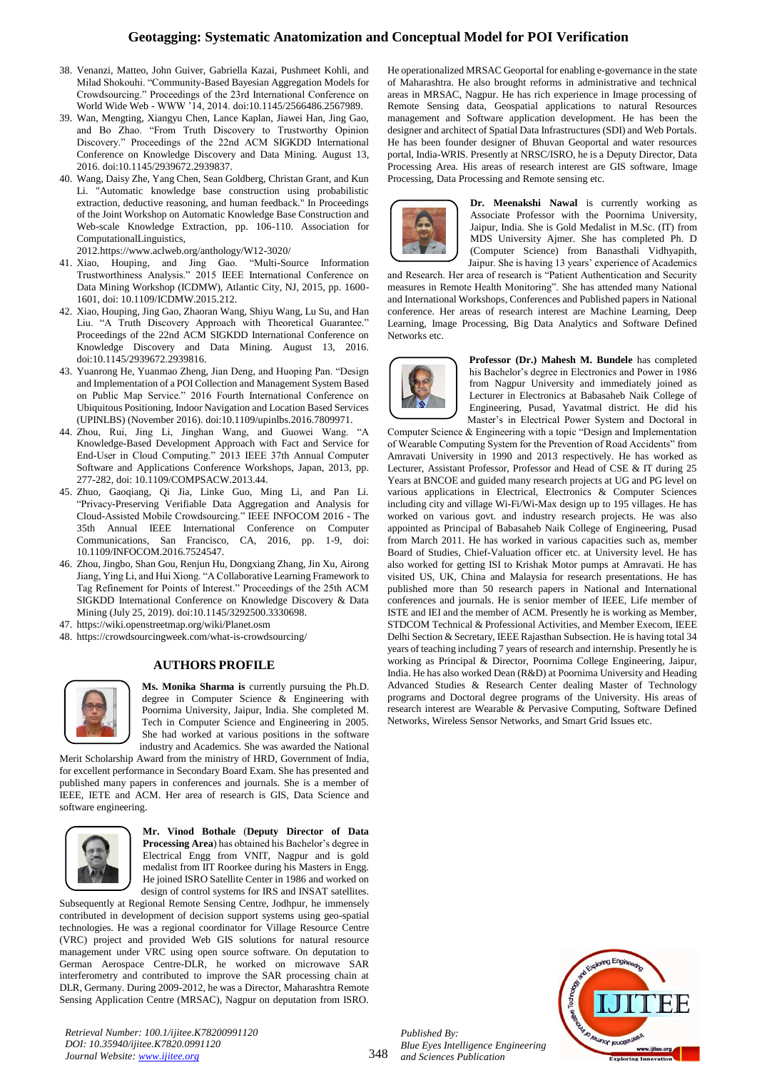38. Venanzi, Matteo, John Guiver, Gabriella Kazai, Pushmeet Kohli, and Milad Shokouhi. "Community-Based Bayesian Aggregation Models for Crowdsourcing." Proceedings of the 23rd International Conference on World Wide Web - WWW '14, 2014. doi:10.1145/2566486.2567989.
39. Wan, Mengting, Xiangyu Chen, Lance Kaplan, Jiawei Han, Jing Gao, and Bo Zhao. "From Truth Discovery to Trustworthy Opinion Discovery." Proceedings of the 22nd ACM SIGKDD International Conference on Knowledge Discovery and Data Mining. August 13, 2016. doi:10.1145/2939672.2939837.
40. Wang, Daisy Zhe, Yang Chen, Sean Goldberg, Christan Grant, and Kun Li. "Automatic knowledge base construction using probabilistic extraction, deductive reasoning, and human feedback." In Proceedings of the Joint Workshop on Automatic Knowledge Base Construction and Web-scale Knowledge Extraction, pp. 106-110. Association for ComputationalLinguistics, 2012.https://www.aclweb.org/anthology/W12-3020/
41. Xiao, Houping, and Jing Gao. "Multi-Source Information Trustworthiness Analysis." 2015 IEEE International Conference on Data Mining Workshop (ICDMW), Atlantic City, NJ, 2015, pp. 1600-1601, doi: 10.1109/ICDMW.2015.212.
42. Xiao, Houping, Jing Gao, Zhaoran Wang, Shiyu Wang, Lu Su, and Han Liu. "A Truth Discovery Approach with Theoretical Guarantee." Proceedings of the 22nd ACM SIGKDD International Conference on Knowledge Discovery and Data Mining. August 13, 2016. doi:10.1145/2939672.2939816.
43. Yuanrong He, Yuanmao Zheng, Jian Deng, and Huoping Pan. "Design and Implementation of a POI Collection and Management System Based on Public Map Service." 2016 Fourth International Conference on Ubiquitous Positioning, Indoor Navigation and Location Based Services (UPINLBS) (November 2016). doi:10.1109/upinlbs.2016.7809971.
44. Zhou, Rui, Jing Li, Jinghan Wang, and Guowei Wang. "A Knowledge-Based Development Approach with Fact and Service for End-User in Cloud Computing." 2013 IEEE 37th Annual Computer Software and Applications Conference Workshops, Japan, 2013, pp. 277-282, doi: 10.1109/COMPSACW.2013.44.
45. Zhuo, Gaoqiang, Qi Jia, Linke Guo, Ming Li, and Pan Li. "Privacy-Preserving Verifiable Data Aggregation and Analysis for Cloud-Assisted Mobile Crowdsourcing." IEEE INFOCOM 2016 - The 35th Annual IEEE International Conference on Computer Communications, San Francisco, CA, 2016, pp. 1-9, doi: 10.1109/INFOCOM.2016.7524547.
46. Zhou, Jingbo, Shan Gou, Renjun Hu, Dongxiang Zhang, Jin Xu, Airong Jiang, Ying Li, and Hui Xiong. "A Collaborative Learning Framework to Tag Refinement for Points of Interest." Proceedings of the 25th ACM SIGKDD International Conference on Knowledge Discovery & Data Mining (July 25, 2019). doi:10.1145/3292500.3330698.
47. https://wiki.openstreetmap.org/wiki/Planet.osm
48. https://crowdsourcingweek.com/what-is-crowdsourcing/

## AUTHORS PROFILE

**Ms. Monika Sharma is** currently pursuing the Ph.D. degree in Computer Science & Engineering with Poornima University, Jaipur, India. She completed M. Tech in Computer Science and Engineering in 2005. She had worked at various positions in the software industry and Academics. She was awarded the National Merit Scholarship Award from the ministry of HRD, Government of India, for excellent performance in Secondary Board Exam. She has presented and published many papers in conferences and journals. She is a member of IEEE, IETE and ACM. Her area of research is GIS, Data Science and software engineering.

**Mr. Vinod Bothale** (**Deputy Director of Data Processing Area**) has obtained his Bachelor's degree in Electrical Engg from VNIT, Nagpur and is gold medalist from IIT Roorkee during his Masters in Engg. He joined ISRO Satellite Center in 1986 and worked on design of control systems for IRS and INSAT satellites. Subsequently at Regional Remote Sensing Centre, Jodhpur, he immensely contributed in development of decision support systems using geo-spatial technologies. He was a regional coordinator for Village Resource Centre (VRC) project and provided Web GIS solutions for natural resource management under VRC using open source software. On deputation to German Aerospace Centre-DLR, he worked on microwave SAR interferometry and contributed to improve the SAR processing chain at DLR, Germany. During 2009-2012, he was a Director, Maharashtra Remote Sensing Application Centre (MRSAC), Nagpur on deputation from ISRO. He operationalized MRSAC Geoportal for enabling e-governance in the state of Maharashtra. He also brought reforms in administrative and technical areas in MRSAC, Nagpur. He has rich experience in Image processing of Remote Sensing data, Geospatial applications to natural Resources management and Software application development. He has been the designer and architect of Spatial Data Infrastructures (SDI) and Web Portals. He has been founder designer of Bhuvan Geoportal and water resources portal, India-WRIS. Presently at NRSC/ISRO, he is a Deputy Director, Data Processing Area. His areas of research interest are GIS software, Image Processing, Data Processing and Remote sensing etc.

**Dr. Meenakshi Nawal** is currently working as Associate Professor with the Poornima University, Jaipur, India. She is Gold Medalist in M.Sc. (IT) from MDS University Ajmer. She has completed Ph. D (Computer Science) from Banasthali Vidhyapith, Jaipur. She is having 13 years' experience of Academics and Research. Her area of research is "Patient Authentication and Security measures in Remote Health Monitoring". She has attended many National and International Workshops, Conferences and Published papers in National conference. Her areas of research interest are Machine Learning, Deep Learning, Image Processing, Big Data Analytics and Software Defined Networks etc.

**Professor (Dr.) Mahesh M. Bundele** has completed his Bachelor's degree in Electronics and Power in 1986 from Nagpur University and immediately joined as Lecturer in Electronics at Babasaheb Naik College of Engineering, Pusad, Yavatmal district. He did his Master's in Electrical Power System and Doctoral in Computer Science & Engineering with a topic "Design and Implementation of Wearable Computing System for the Prevention of Road Accidents" from Amravati University in 1990 and 2013 respectively. He has worked as Lecturer, Assistant Professor, Professor and Head of CSE & IT during 25 Years at BNCOE and guided many research projects at UG and PG level on various applications in Electrical, Electronics & Computer Sciences including city and village Wi-Fi/Wi-Max design up to 195 villages. He has worked on various govt. and industry research projects. He was also appointed as Principal of Babasaheb Naik College of Engineering, Pusad from March 2011. He has worked in various capacities such as, member Board of Studies, Chief-Valuation officer etc. at University level. He has also worked for getting ISI to Krishak Motor pumps at Amravati. He has visited US, UK, China and Malaysia for research presentations. He has published more than 50 research papers in National and International conferences and journals. He is senior member of IEEE, Life member of ISTE and IEI and the member of ACM. Presently he is working as Member, STDCOM Technical & Professional Activities, and Member Execom, IEEE Delhi Section & Secretary, IEEE Rajasthan Subsection. He is having total 34 years of teaching including 7 years of research and internship. Presently he is working as Principal & Director, Poornima College Engineering, Jaipur, India. He has also worked Dean (R&D) at Poornima University and Heading Advanced Studies & Research Center dealing Master of Technology programs and Doctoral degree programs of the University. His areas of research interest are Wearable & Pervasive Computing, Software Defined Networks, Wireless Sensor Networks, and Smart Grid Issues etc.